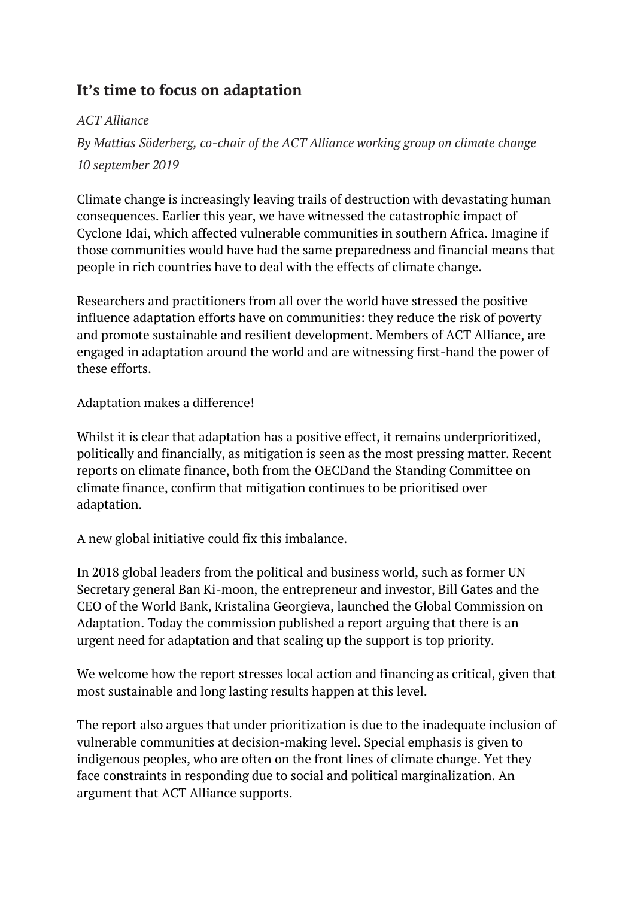## It's time to focus on adaptation

*ACT Alliance*

*By Mattias Söderberg, co-chair of the ACT Alliance working group on climate change*

*10 september 2019*

Climate change is increasingly leaving trails of destruction with devastating human consequences. Earlier this year, we have witnessed the catastrophic impact of Cyclone Idai, which affected vulnerable communities in southern Africa. Imagine if those communities would have had the same preparedness and financial means that people in rich countries have to deal with the effects of climate change.

Researchers and practitioners from all over the world have stressed the positive influence adaptation efforts have on communities: they reduce the risk of poverty and promote sustainable and resilient development. Members of ACT Alliance, are engaged in adaptation around the world and are witnessing first-hand the power of these efforts.

Adaptation makes a difference!

Whilst it is clear that adaptation has a positive effect, it remains underprioritized, politically and financially, as mitigation is seen as the most pressing matter. Recent reports on climate finance, both from the OECDand the Standing Committee on climate finance, confirm that mitigation continues to be prioritised over adaptation.

A new global initiative could fix this imbalance.

In 2018 global leaders from the political and business world, such as former UN Secretary general Ban Ki-moon, the entrepreneur and investor, Bill Gates and the CEO of the World Bank, Kristalina Georgieva, launched the Global Commission on Adaptation. Today the commission published a report arguing that there is an urgent need for adaptation and that scaling up the support is top priority.

We welcome how the report stresses local action and financing as critical, given that most sustainable and long lasting results happen at this level.

The report also argues that under prioritization is due to the inadequate inclusion of vulnerable communities at decision-making level. Special emphasis is given to indigenous peoples, who are often on the front lines of climate change. Yet they face constraints in responding due to social and political marginalization. An argument that ACT Alliance supports.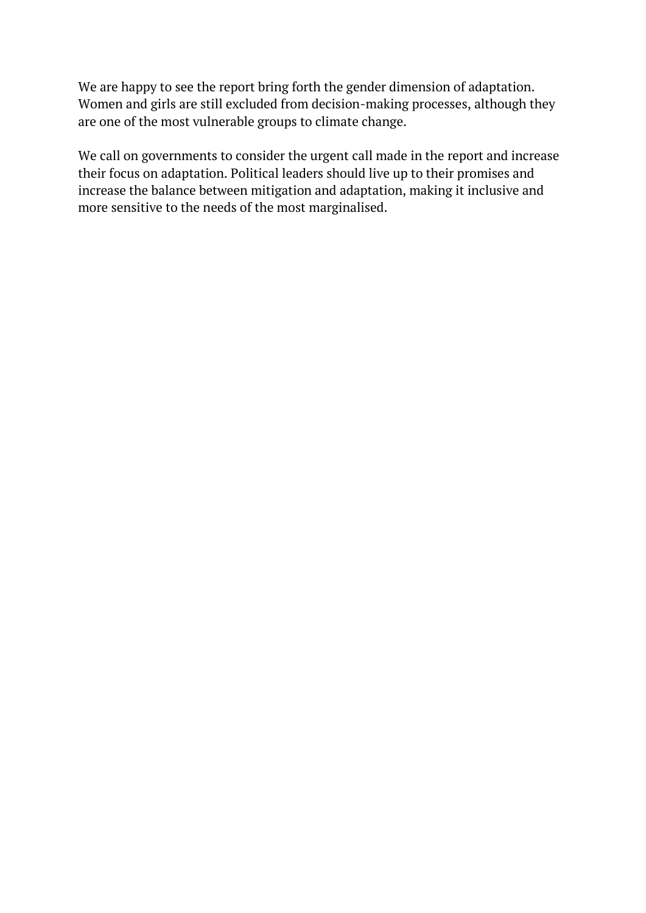We are happy to see the report bring forth the gender dimension of adaptation. Women and girls are still excluded from decision-making processes, although they are one of the most vulnerable groups to climate change.

We call on governments to consider the urgent call made in the report and increase their focus on adaptation. Political leaders should live up to their promises and increase the balance between mitigation and adaptation, making it inclusive and more sensitive to the needs of the most marginalised.